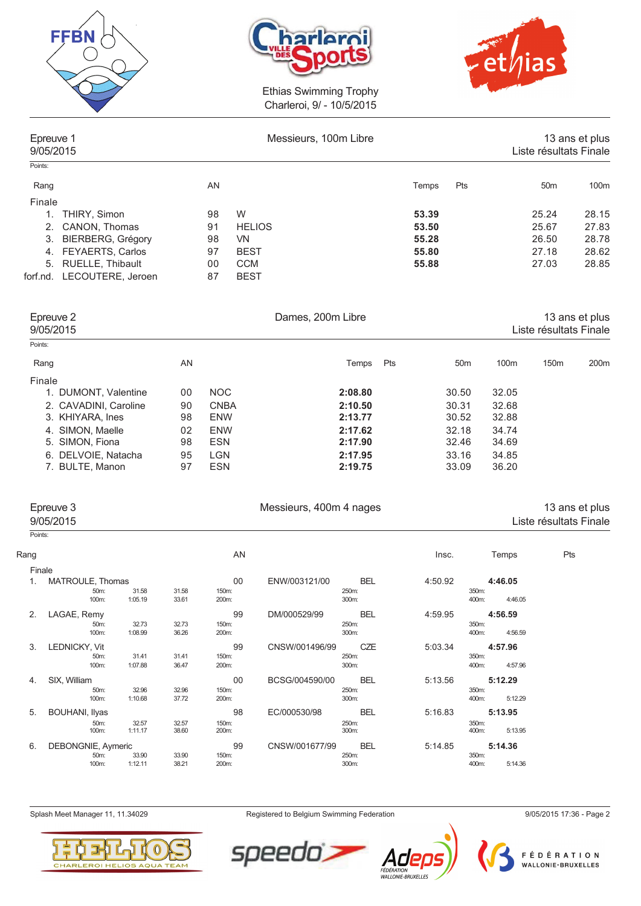Ethias Swimming Trophy
Charleroi, 9/ - 10/5/2015

## Epreuve 1 — Messieurs, 100m Libre — 13 ans et plus

9/05/2015 — Liste résultats Finale

Points:

| Rang | | AN | | Temps | Pts | 50m | 100m |
|---|---|---|---|---|---|---|---|
| Finale | | | | | | | |
| 1. | THIRY, Simon | 98 | W | **53.39** | | 25.24 | 28.15 |
| 2. | CANON, Thomas | 91 | HELIOS | **53.50** | | 25.67 | 27.83 |
| 3. | BIERBERG, Grégory | 98 | VN | **55.28** | | 26.50 | 28.78 |
| 4. | FEYAERTS, Carlos | 97 | BEST | **55.80** | | 27.18 | 28.62 |
| 5. | RUELLE, Thibault | 00 | CCM | **55.88** | | 27.03 | 28.85 |
| forf.nd. | LECOUTERE, Jeroen | 87 | BEST | | | | |

## Epreuve 2 — Dames, 200m Libre — 13 ans et plus

9/05/2015 — Liste résultats Finale

Points:

| Rang | | AN | | Temps | Pts | 50m | 100m | 150m | 200m |
|---|---|---|---|---|---|---|---|---|---|
| Finale | | | | | | | | | |
| 1. | DUMONT, Valentine | 00 | NOC | **2:08.80** | | 30.50 | 32.05 | | |
| 2. | CAVADINI, Caroline | 90 | CNBA | **2:10.50** | | 30.31 | 32.68 | | |
| 3. | KHIYARA, Ines | 98 | ENW | **2:13.77** | | 30.52 | 32.88 | | |
| 4. | SIMON, Maelle | 02 | ENW | **2:17.62** | | 32.18 | 34.74 | | |
| 5. | SIMON, Fiona | 98 | ESN | **2:17.90** | | 32.46 | 34.69 | | |
| 6. | DELVOIE, Natacha | 95 | LGN | **2:17.95** | | 33.16 | 34.85 | | |
| 7. | BULTE, Manon | 97 | ESN | **2:19.75** | | 33.09 | 36.20 | | |

## Epreuve 3 — Messieurs, 400m 4 nages — 13 ans et plus

9/05/2015 — Liste résultats Finale

Points:

| Rang | | AN | | | Insc. | Temps | Pts |
|---|---|---|---|---|---|---|---|
| Finale | | | | | | | |
| 1. | MATROULE, Thomas | 00 | ENW/003121/00 | BEL | 4:50.92 | **4:46.05** | |
| | 50m: 31.58 (31.58) · 100m: 1:05.19 (33.61) · 150m: · 200m: · 250m: · 300m: · 350m: · 400m: 4:46.05 | | | | | | |
| 2. | LAGAE, Remy | 99 | DM/000529/99 | BEL | 4:59.95 | **4:56.59** | |
| | 50m: 32.73 (32.73) · 100m: 1:08.99 (36.26) · 150m: · 200m: · 250m: · 300m: · 350m: · 400m: 4:56.59 | | | | | | |
| 3. | LEDNICKY, Vit | 99 | CNSW/001496/99 | CZE | 5:03.34 | **4:57.96** | |
| | 50m: 31.41 (31.41) · 100m: 1:07.88 (36.47) · 150m: · 200m: · 250m: · 300m: · 350m: · 400m: 4:57.96 | | | | | | |
| 4. | SIX, William | 00 | BCSG/004590/00 | BEL | 5:13.56 | **5:12.29** | |
| | 50m: 32.96 (32.96) · 100m: 1:10.68 (37.72) · 150m: · 200m: · 250m: · 300m: · 350m: · 400m: 5:12.29 | | | | | | |
| 5. | BOUHANI, Ilyas | 98 | EC/000530/98 | BEL | 5:16.83 | **5:13.95** | |
| | 50m: 32.57 (32.57) · 100m: 1:11.17 (38.60) · 150m: · 200m: · 250m: · 300m: · 350m: · 400m: 5:13.95 | | | | | | |
| 6. | DEBONGNIE, Aymeric | 99 | CNSW/001677/99 | BEL | 5:14.85 | **5:14.36** | |
| | 50m: 33.90 (33.90) · 100m: 1:12.11 (38.21) · 150m: · 200m: · 250m: · 300m: · 350m: · 400m: 5:14.36 | | | | | | |

Splash Meet Manager 11, 11.34029 — Registered to Belgium Swimming Federation — 9/05/2015 17:36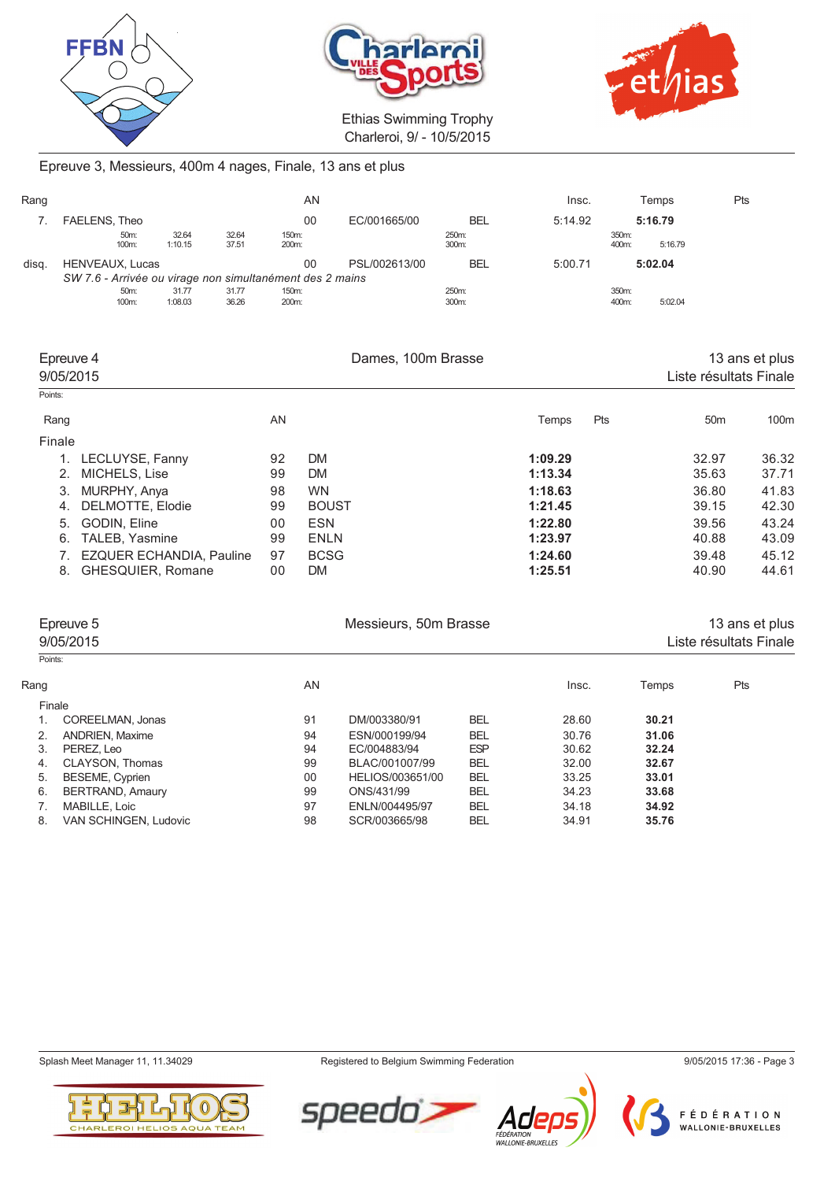Ethias Swimming Trophy
Charleroi, 9/ - 10/5/2015

## Epreuve 3, Messieurs, 400m 4 nages, Finale, 13 ans et plus

| Rang | | AN | | | Insc. | Temps | Pts |
|---|---|---|---|---|---|---|---|
| 7. | FAELENS, Theo | 00 | EC/001665/00 | BEL | 5:14.92 | **5:16.79** | |
| | 50m: 32.64 32.64 / 100m: 1:10.15 37.51 / 150m: / 200m: / 250m: / 300m: / 350m: / 400m: 5:16.79 | | | | | | |
| disq. | HENVEAUX, Lucas | 00 | PSL/002613/00 | BEL | 5:00.71 | **5:02.04** | |
| | *SW 7.6 - Arrivée ou virage non simultanément des 2 mains* | | | | | | |
| | 50m: 31.77 31.77 / 100m: 1:08.03 36.26 / 150m: / 200m: / 250m: / 300m: / 350m: / 400m: 5:02.04 | | | | | | |

## Epreuve 4 — Dames, 100m Brasse — 13 ans et plus

9/05/2015 — Liste résultats Finale

Points:

| Rang | | AN | | Temps | Pts | 50m | 100m |
|---|---|---|---|---|---|---|---|
| Finale | | | | | | | |
| 1. | LECLUYSE, Fanny | 92 | DM | **1:09.29** | | 32.97 | 36.32 |
| 2. | MICHELS, Lise | 99 | DM | **1:13.34** | | 35.63 | 37.71 |
| 3. | MURPHY, Anya | 98 | WN | **1:18.63** | | 36.80 | 41.83 |
| 4. | DELMOTTE, Elodie | 99 | BOUST | **1:21.45** | | 39.15 | 42.30 |
| 5. | GODIN, Eline | 00 | ESN | **1:22.80** | | 39.56 | 43.24 |
| 6. | TALEB, Yasmine | 99 | ENLN | **1:23.97** | | 40.88 | 43.09 |
| 7. | EZQUER ECHANDIA, Pauline | 97 | BCSG | **1:24.60** | | 39.48 | 45.12 |
| 8. | GHESQUIER, Romane | 00 | DM | **1:25.51** | | 40.90 | 44.61 |

## Epreuve 5 — Messieurs, 50m Brasse — 13 ans et plus

9/05/2015 — Liste résultats Finale

Points:

| Rang | | AN | | | Insc. | Temps | Pts |
|---|---|---|---|---|---|---|---|
| Finale | | | | | | | |
| 1. | COREELMAN, Jonas | 91 | DM/003380/91 | BEL | 28.60 | **30.21** | |
| 2. | ANDRIEN, Maxime | 94 | ESN/000199/94 | BEL | 30.76 | **31.06** | |
| 3. | PEREZ, Leo | 94 | EC/004883/94 | ESP | 30.62 | **32.24** | |
| 4. | CLAYSON, Thomas | 99 | BLAC/001007/99 | BEL | 32.00 | **32.67** | |
| 5. | BESEME, Cyprien | 00 | HELIOS/003651/00 | BEL | 33.25 | **33.01** | |
| 6. | BERTRAND, Amaury | 99 | ONS/431/99 | BEL | 34.23 | **33.68** | |
| 7. | MABILLE, Loic | 97 | ENLN/004495/97 | BEL | 34.18 | **34.92** | |
| 8. | VAN SCHINGEN, Ludovic | 98 | SCR/003665/98 | BEL | 34.91 | **35.76** | |

Splash Meet Manager 11, 11.34029 — Registered to Belgium Swimming Federation — 9/05/2015 17:36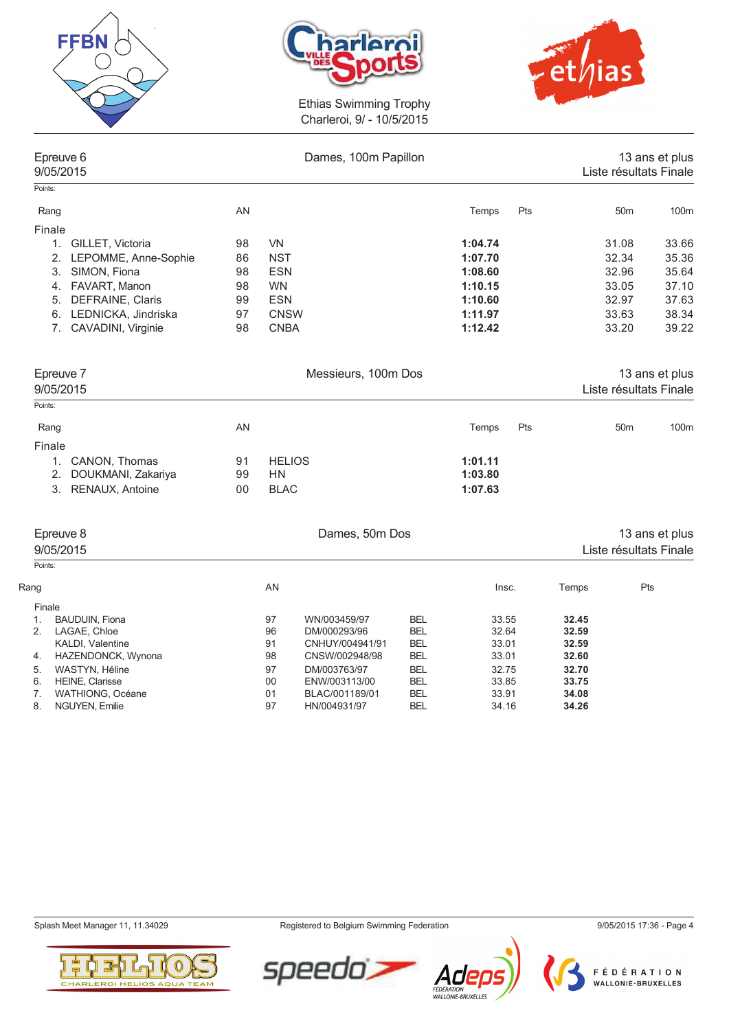Ethias Swimming Trophy
Charleroi, 9/ - 10/5/2015

## Epreuve 6 — Dames, 100m Papillon — 13 ans et plus

9/05/2015 — Liste résultats Finale

Points:

| Rang | | AN | | Temps | Pts | 50m | 100m |
|---|---|---|---|---|---|---|---|
| Finale | | | | | | | |
| 1. | GILLET, Victoria | 98 | VN | **1:04.74** | | 31.08 | 33.66 |
| 2. | LEPOMME, Anne-Sophie | 86 | NST | **1:07.70** | | 32.34 | 35.36 |
| 3. | SIMON, Fiona | 98 | ESN | **1:08.60** | | 32.96 | 35.64 |
| 4. | FAVART, Manon | 98 | WN | **1:10.15** | | 33.05 | 37.10 |
| 5. | DEFRAINE, Claris | 99 | ESN | **1:10.60** | | 32.97 | 37.63 |
| 6. | LEDNICKA, Jindriska | 97 | CNSW | **1:11.97** | | 33.63 | 38.34 |
| 7. | CAVADINI, Virginie | 98 | CNBA | **1:12.42** | | 33.20 | 39.22 |

## Epreuve 7 — Messieurs, 100m Dos — 13 ans et plus

9/05/2015 — Liste résultats Finale

Points:

| Rang | | AN | | Temps | Pts | 50m | 100m |
|---|---|---|---|---|---|---|---|
| Finale | | | | | | | |
| 1. | CANON, Thomas | 91 | HELIOS | **1:01.11** | | | |
| 2. | DOUKMANI, Zakariya | 99 | HN | **1:03.80** | | | |
| 3. | RENAUX, Antoine | 00 | BLAC | **1:07.63** | | | |

## Epreuve 8 — Dames, 50m Dos — 13 ans et plus

9/05/2015 — Liste résultats Finale

Points:

| Rang | | AN | | | Insc. | Temps | Pts |
|---|---|---|---|---|---|---|---|
| Finale | | | | | | | |
| 1. | BAUDUIN, Fiona | 97 | WN/003459/97 | BEL | 33.55 | **32.45** | |
| 2. | LAGAE, Chloe | 96 | DM/000293/96 | BEL | 32.64 | **32.59** | |
| | KALDI, Valentine | 91 | CNHUY/004941/91 | BEL | 33.01 | **32.59** | |
| 4. | HAZENDONCK, Wynona | 98 | CNSW/002948/98 | BEL | 33.01 | **32.60** | |
| 5. | WASTYN, Héline | 97 | DM/003763/97 | BEL | 32.75 | **32.70** | |
| 6. | HEINE, Clarisse | 00 | ENW/003113/00 | BEL | 33.85 | **33.75** | |
| 7. | WATHIONG, Océane | 01 | BLAC/001189/01 | BEL | 33.91 | **34.08** | |
| 8. | NGUYEN, Emilie | 97 | HN/004931/97 | BEL | 34.16 | **34.26** | |

Splash Meet Manager 11, 11.34029 — Registered to Belgium Swimming Federation — 9/05/2015 17:36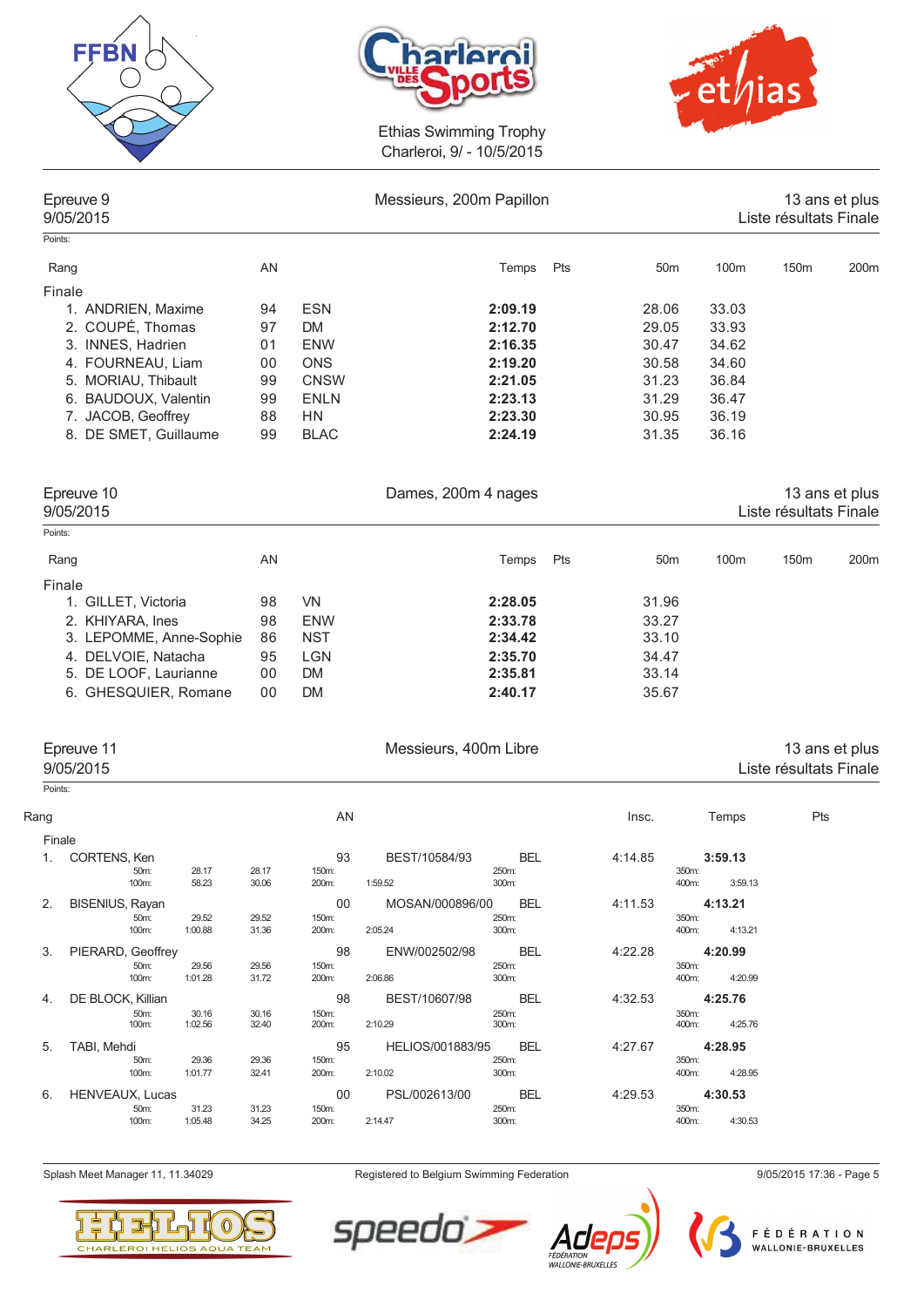Ethias Swimming Trophy
Charleroi, 9/ - 10/5/2015

## Epreuve 9 — Messieurs, 200m Papillon — 13 ans et plus

9/05/2015 — Liste résultats Finale

Points:

| Rang | | AN | | Temps | Pts | 50m | 100m | 150m | 200m |
|---|---|---|---|---|---|---|---|---|---|
| **Finale** | | | | | | | | | |
| 1. | ANDRIEN, Maxime | 94 | ESN | **2:09.19** | | 28.06 | 33.03 | | |
| 2. | COUPÉ, Thomas | 97 | DM | **2:12.70** | | 29.05 | 33.93 | | |
| 3. | INNES, Hadrien | 01 | ENW | **2:16.35** | | 30.47 | 34.62 | | |
| 4. | FOURNEAU, Liam | 00 | ONS | **2:19.20** | | 30.58 | 34.60 | | |
| 5. | MORIAU, Thibault | 99 | CNSW | **2:21.05** | | 31.23 | 36.84 | | |
| 6. | BAUDOUX, Valentin | 99 | ENLN | **2:23.13** | | 31.29 | 36.47 | | |
| 7. | JACOB, Geoffrey | 88 | HN | **2:23.30** | | 30.95 | 36.19 | | |
| 8. | DE SMET, Guillaume | 99 | BLAC | **2:24.19** | | 31.35 | 36.16 | | |

## Epreuve 10 — Dames, 200m 4 nages — 13 ans et plus

9/05/2015 — Liste résultats Finale

Points:

| Rang | | AN | | Temps | Pts | 50m | 100m | 150m | 200m |
|---|---|---|---|---|---|---|---|---|---|
| **Finale** | | | | | | | | | |
| 1. | GILLET, Victoria | 98 | VN | **2:28.05** | | 31.96 | | | |
| 2. | KHIYARA, Ines | 98 | ENW | **2:33.78** | | 33.27 | | | |
| 3. | LEPOMME, Anne-Sophie | 86 | NST | **2:34.42** | | 33.10 | | | |
| 4. | DELVOIE, Natacha | 95 | LGN | **2:35.70** | | 34.47 | | | |
| 5. | DE LOOF, Laurianne | 00 | DM | **2:35.81** | | 33.14 | | | |
| 6. | GHESQUIER, Romane | 00 | DM | **2:40.17** | | 35.67 | | | |

## Epreuve 11 — Messieurs, 400m Libre — 13 ans et plus

9/05/2015 — Liste résultats Finale

Points:

| Rang | | AN | | | Insc. | Temps | Pts |
|---|---|---|---|---|---|---|---|
| **Finale** | | | | | | | |
| 1. | CORTENS, Ken | 93 | BEST/10584/93 | BEL | 4:14.85 | **3:59.13** | |
| | 50m: 28.17 (28.17) · 100m: 58.23 (30.06) · 150m: · 200m: 1:59.52 · 250m: · 300m: · 350m: · 400m: 3:59.13 | | | | | | |
| 2. | BISENIUS, Rayan | 00 | MOSAN/000896/00 | BEL | 4:11.53 | **4:13.21** | |
| | 50m: 29.52 (29.52) · 100m: 1:00.88 (31.36) · 150m: · 200m: 2:05.24 · 250m: · 300m: · 350m: · 400m: 4:13.21 | | | | | | |
| 3. | PIERARD, Geoffrey | 98 | ENW/002502/98 | BEL | 4:22.28 | **4:20.99** | |
| | 50m: 29.56 (29.56) · 100m: 1:01.28 (31.72) · 150m: · 200m: 2:06.86 · 250m: · 300m: · 350m: · 400m: 4:20.99 | | | | | | |
| 4. | DE BLOCK, Killian | 98 | BEST/10607/98 | BEL | 4:32.53 | **4:25.76** | |
| | 50m: 30.16 (30.16) · 100m: 1:02.56 (32.40) · 150m: · 200m: 2:10.29 · 250m: · 300m: · 350m: · 400m: 4:25.76 | | | | | | |
| 5. | TABI, Mehdi | 95 | HELIOS/001883/95 | BEL | 4:27.67 | **4:28.95** | |
| | 50m: 29.36 (29.36) · 100m: 1:01.77 (32.41) · 150m: · 200m: 2:10.02 · 250m: · 300m: · 350m: · 400m: 4:28.95 | | | | | | |
| 6. | HENVEAUX, Lucas | 00 | PSL/002613/00 | BEL | 4:29.53 | **4:30.53** | |
| | 50m: 31.23 (31.23) · 100m: 1:05.48 (34.25) · 150m: · 200m: 2:14.47 · 250m: · 300m: · 350m: · 400m: 4:30.53 | | | | | | |

Splash Meet Manager 11, 11.34029 — Registered to Belgium Swimming Federation — 9/05/2015 17:36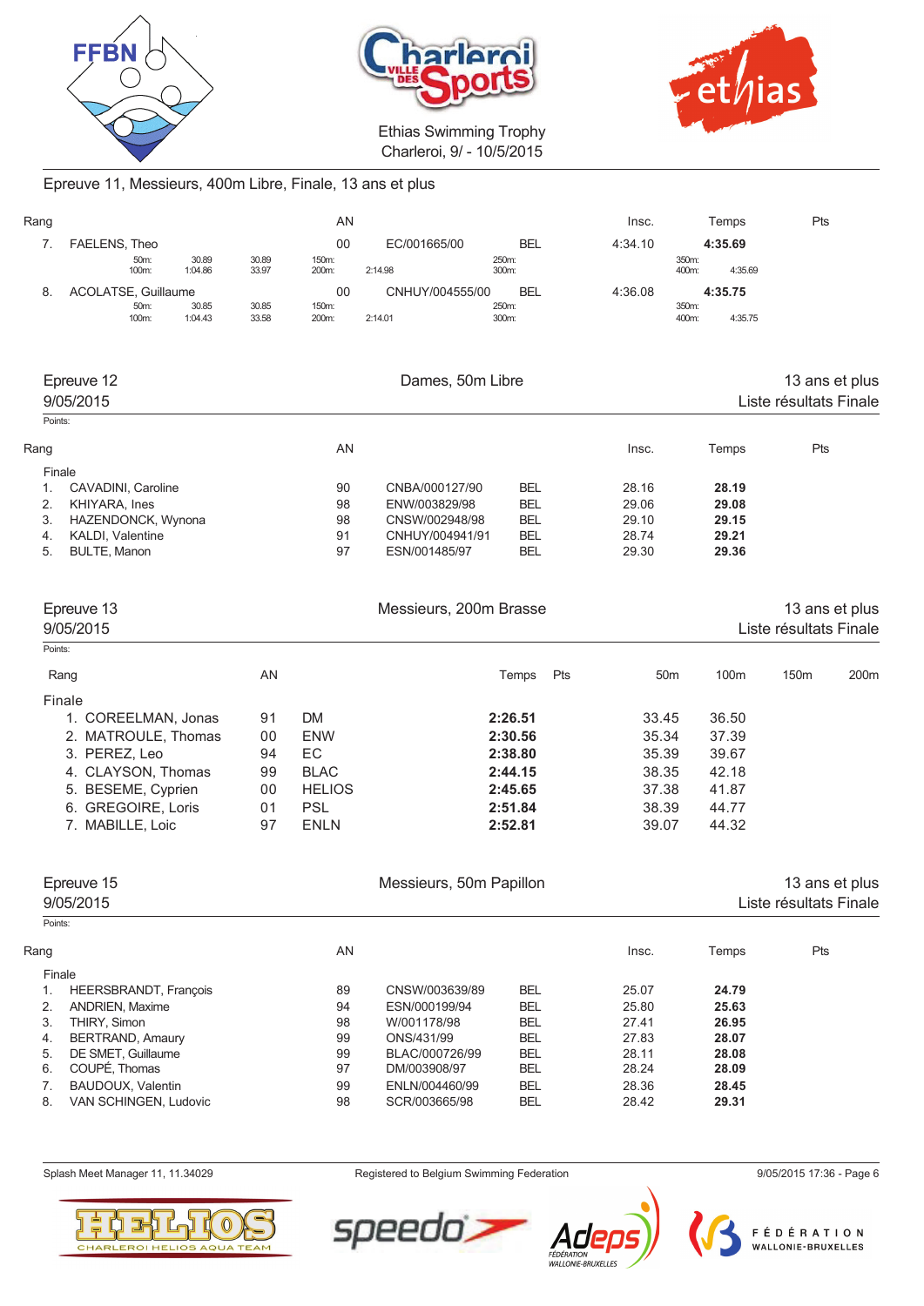Ethias Swimming Trophy
Charleroi, 9/ - 10/5/2015

## Epreuve 11, Messieurs, 400m Libre, Finale, 13 ans et plus

| Rang | | AN | | | Insc. | Temps | Pts |
|---|---|---|---|---|---|---|---|
| 7. | FAELENS, Theo | 00 | EC/001665/00 | BEL | 4:34.10 | **4:35.69** | |
| | 50m: 30.89 / 100m: 1:04.86 — 30.89 / 33.97 — 150m: / 200m: 2:14.98 — 250m: / 300m: — 350m: / 400m: 4:35.69 | | | | | | |
| 8. | ACOLATSE, Guillaume | 00 | CNHUY/004555/00 | BEL | 4:36.08 | **4:35.75** | |
| | 50m: 30.85 / 100m: 1:04.43 — 30.85 / 33.58 — 150m: / 200m: 2:14.01 — 250m: / 300m: — 350m: / 400m: 4:35.75 | | | | | | |

## Epreuve 12 — Dames, 50m Libre — 13 ans et plus
9/05/2015 — Liste résultats Finale

Points:

| Rang | | AN | | | Insc. | Temps | Pts |
|---|---|---|---|---|---|---|---|
| Finale | | | | | | | |
| 1. | CAVADINI, Caroline | 90 | CNBA/000127/90 | BEL | 28.16 | **28.19** | |
| 2. | KHIYARA, Ines | 98 | ENW/003829/98 | BEL | 29.06 | **29.08** | |
| 3. | HAZENDONCK, Wynona | 98 | CNSW/002948/98 | BEL | 29.10 | **29.15** | |
| 4. | KALDI, Valentine | 91 | CNHUY/004941/91 | BEL | 28.74 | **29.21** | |
| 5. | BULTE, Manon | 97 | ESN/001485/97 | BEL | 29.30 | **29.36** | |

## Epreuve 13 — Messieurs, 200m Brasse — 13 ans et plus
9/05/2015 — Liste résultats Finale

Points:

| Rang | AN | | Temps | Pts | 50m | 100m | 150m | 200m |
|---|---|---|---|---|---|---|---|---|
| Finale | | | | | | | | |
| 1. COREELMAN, Jonas | 91 | DM | **2:26.51** | | 33.45 | 36.50 | | |
| 2. MATROULE, Thomas | 00 | ENW | **2:30.56** | | 35.34 | 37.39 | | |
| 3. PEREZ, Leo | 94 | EC | **2:38.80** | | 35.39 | 39.67 | | |
| 4. CLAYSON, Thomas | 99 | BLAC | **2:44.15** | | 38.35 | 42.18 | | |
| 5. BESEME, Cyprien | 00 | HELIOS | **2:45.65** | | 37.38 | 41.87 | | |
| 6. GREGOIRE, Loris | 01 | PSL | **2:51.84** | | 38.39 | 44.77 | | |
| 7. MABILLE, Loic | 97 | ENLN | **2:52.81** | | 39.07 | 44.32 | | |

## Epreuve 15 — Messieurs, 50m Papillon — 13 ans et plus
9/05/2015 — Liste résultats Finale

Points:

| Rang | | AN | | | Insc. | Temps | Pts |
|---|---|---|---|---|---|---|---|
| Finale | | | | | | | |
| 1. | HEERSBRANDT, François | 89 | CNSW/003639/89 | BEL | 25.07 | **24.79** | |
| 2. | ANDRIEN, Maxime | 94 | ESN/000199/94 | BEL | 25.80 | **25.63** | |
| 3. | THIRY, Simon | 98 | W/001178/98 | BEL | 27.41 | **26.95** | |
| 4. | BERTRAND, Amaury | 99 | ONS/431/99 | BEL | 27.83 | **28.07** | |
| 5. | DE SMET, Guillaume | 99 | BLAC/000726/99 | BEL | 28.11 | **28.08** | |
| 6. | COUPÉ, Thomas | 97 | DM/003908/97 | BEL | 28.24 | **28.09** | |
| 7. | BAUDOUX, Valentin | 99 | ENLN/004460/99 | BEL | 28.36 | **28.45** | |
| 8. | VAN SCHINGEN, Ludovic | 98 | SCR/003665/98 | BEL | 28.42 | **29.31** | |

Splash Meet Manager 11, 11.34029 — Registered to Belgium Swimming Federation — 9/05/2015 17:36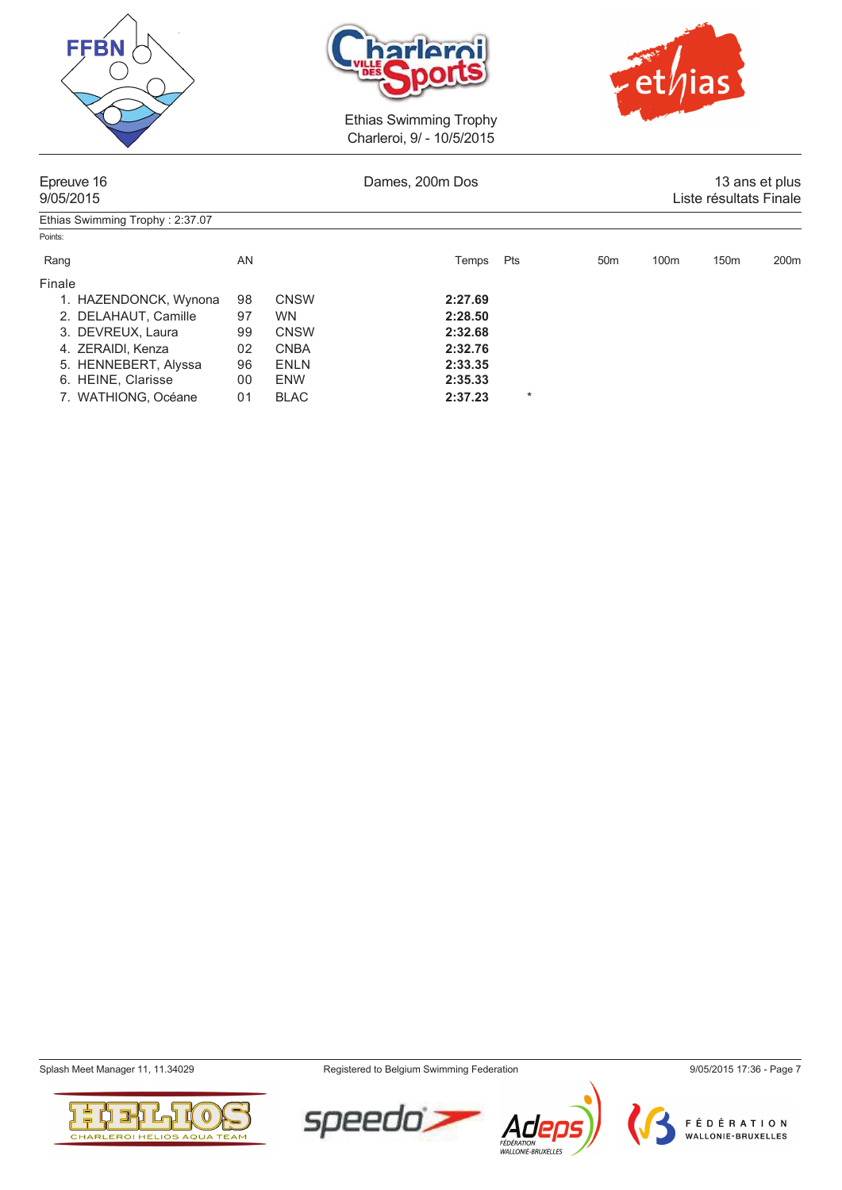Ethias Swimming Trophy
Charleroi, 9/ - 10/5/2015

Epreuve 16
9/05/2015

Dames, 200m Dos

13 ans et plus
Liste résultats Finale

Ethias Swimming Trophy : 2:37.07

Points:

| Rang | AN | | Temps | Pts | 50m | 100m | 150m | 200m |
|---|---|---|---|---|---|---|---|---|
| **Finale** | | | | | | | | |
| 1. HAZENDONCK, Wynona | 98 | CNSW | **2:27.69** | | | | | |
| 2. DELAHAUT, Camille | 97 | WN | **2:28.50** | | | | | |
| 3. DEVREUX, Laura | 99 | CNSW | **2:32.68** | | | | | |
| 4. ZERAIDI, Kenza | 02 | CNBA | **2:32.76** | | | | | |
| 5. HENNEBERT, Alyssa | 96 | ENLN | **2:33.35** | | | | | |
| 6. HEINE, Clarisse | 00 | ENW | **2:35.33** | | | | | |
| 7. WATHIONG, Océane | 01 | BLAC | **2:37.23** | * | | | | |

Splash Meet Manager 11, 11.34029 — Registered to Belgium Swimming Federation — 9/05/2015 17:36